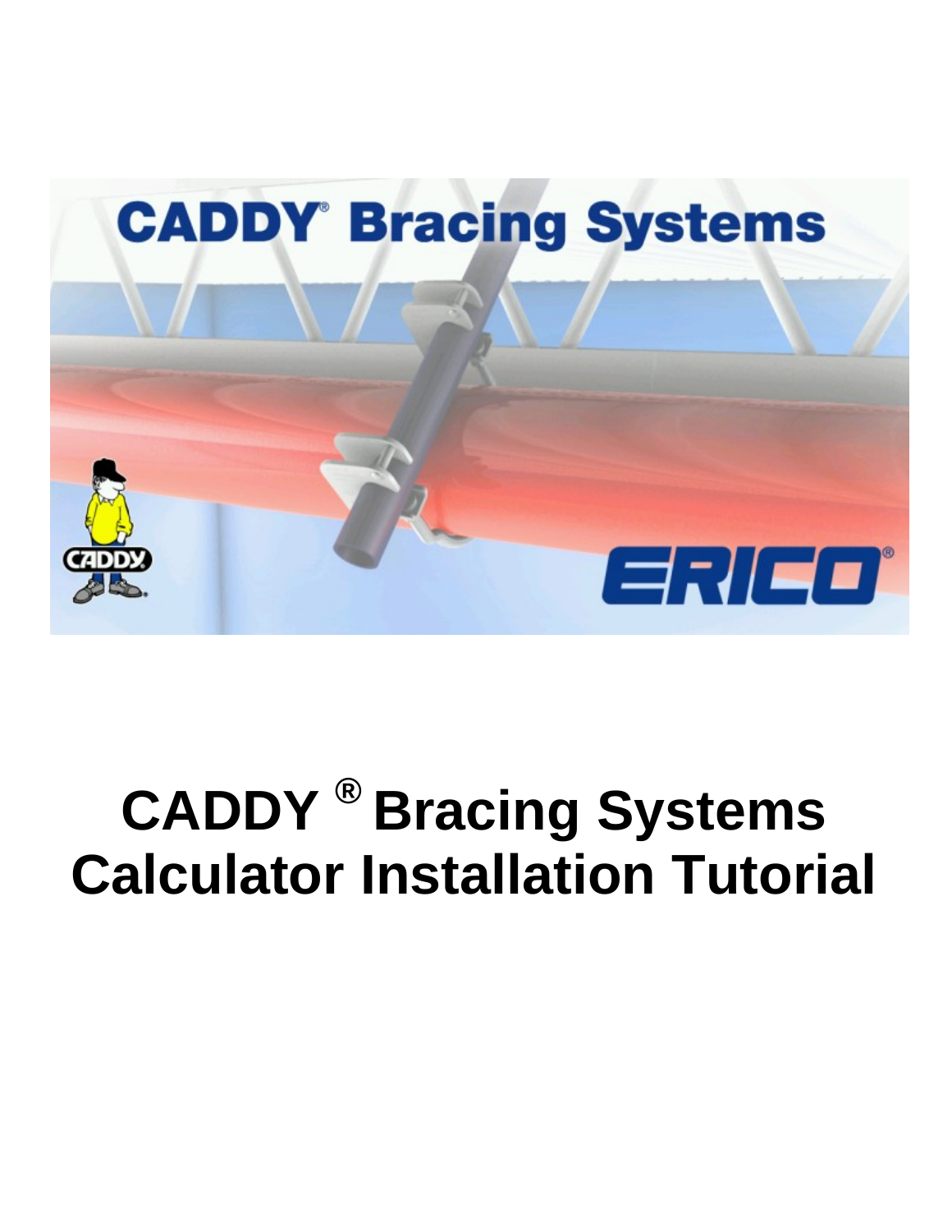# CADDY ® Bracing Systems Calculator Installation Tutorial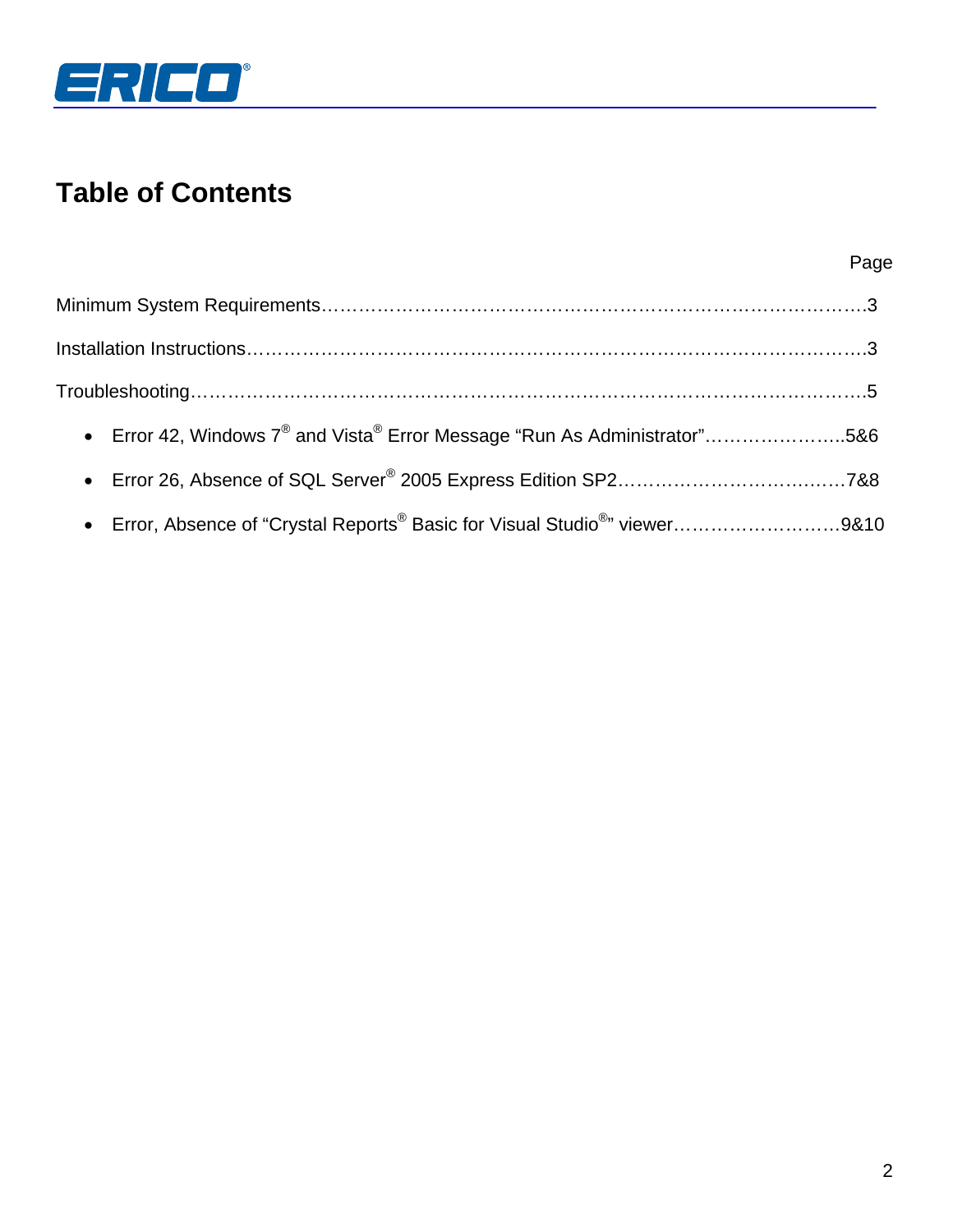ERICO®

# Table of Contents

Page

Minimum System Requirements……………………………………………………………………………3

Installation Instructions…………………………………………………………………………………….3

Troubleshooting…………………………………………………………………………………………….5

- Error 42, Windows 7® and Vista® Error Message “Run As Administrator”…………………..5&6
- Error 26, Absence of SQL Server® 2005 Express Edition SP2………………………………7&8
- Error, Absence of “Crystal Reports® Basic for Visual Studio®” viewer………………………9&10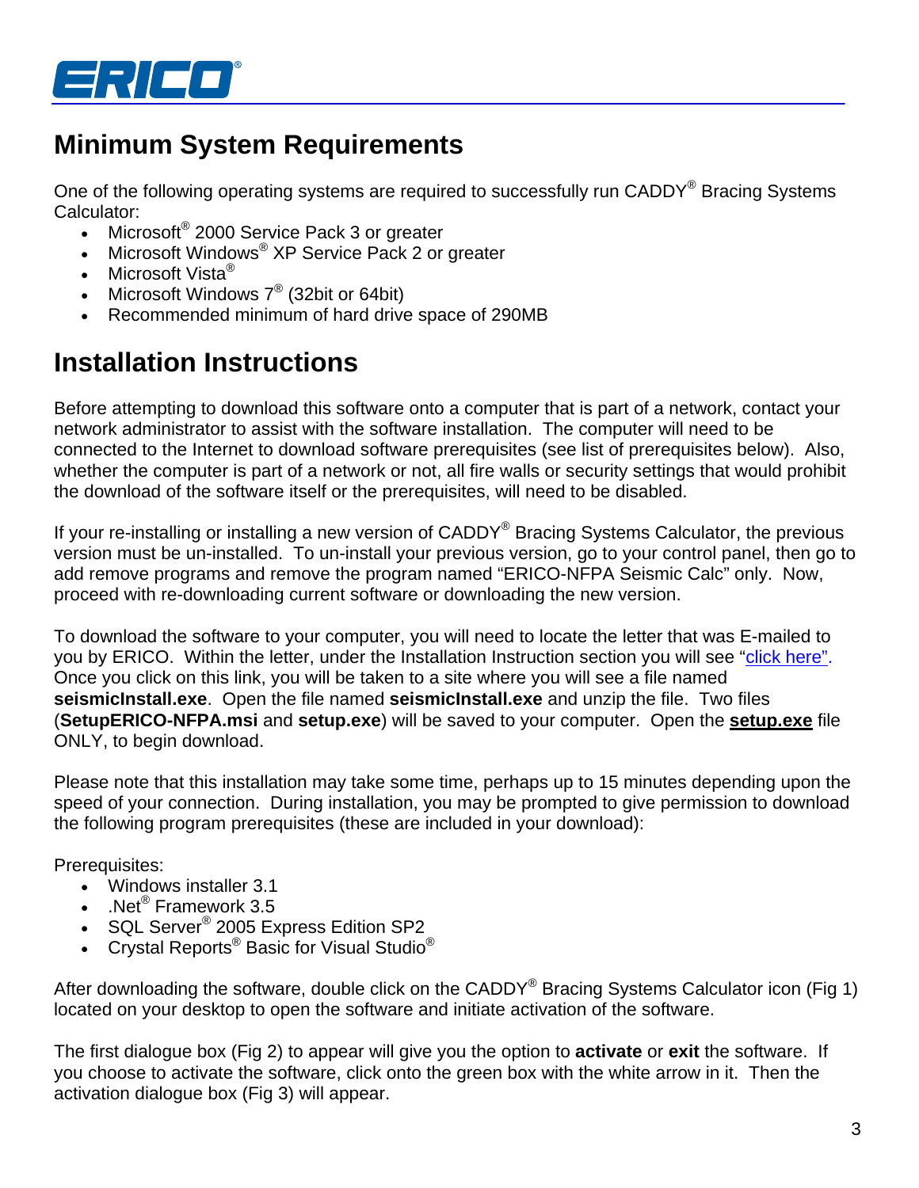## Minimum System Requirements

One of the following operating systems are required to successfully run CADDY® Bracing Systems Calculator:

- Microsoft® 2000 Service Pack 3 or greater
- Microsoft Windows® XP Service Pack 2 or greater
- Microsoft Vista®
- Microsoft Windows 7® (32bit or 64bit)
- Recommended minimum of hard drive space of 290MB

## Installation Instructions

Before attempting to download this software onto a computer that is part of a network, contact your network administrator to assist with the software installation. The computer will need to be connected to the Internet to download software prerequisites (see list of prerequisites below). Also, whether the computer is part of a network or not, all fire walls or security settings that would prohibit the download of the software itself or the prerequisites, will need to be disabled.

If your re-installing or installing a new version of CADDY® Bracing Systems Calculator, the previous version must be un-installed. To un-install your previous version, go to your control panel, then go to add remove programs and remove the program named "ERICO-NFPA Seismic Calc" only. Now, proceed with re-downloading current software or downloading the new version.

To download the software to your computer, you will need to locate the letter that was E-mailed to you by ERICO. Within the letter, under the Installation Instruction section you will see "click here". Once you click on this link, you will be taken to a site where you will see a file named **seismicInstall.exe**. Open the file named **seismicInstall.exe** and unzip the file. Two files (**SetupERICO-NFPA.msi** and **setup.exe**) will be saved to your computer. Open the **setup.exe** file ONLY, to begin download.

Please note that this installation may take some time, perhaps up to 15 minutes depending upon the speed of your connection. During installation, you may be prompted to give permission to download the following program prerequisites (these are included in your download):

Prerequisites:

- Windows installer 3.1
- .Net® Framework 3.5
- SQL Server® 2005 Express Edition SP2
- Crystal Reports® Basic for Visual Studio®

After downloading the software, double click on the CADDY® Bracing Systems Calculator icon (Fig 1) located on your desktop to open the software and initiate activation of the software.

The first dialogue box (Fig 2) to appear will give you the option to **activate** or **exit** the software. If you choose to activate the software, click onto the green box with the white arrow in it. Then the activation dialogue box (Fig 3) will appear.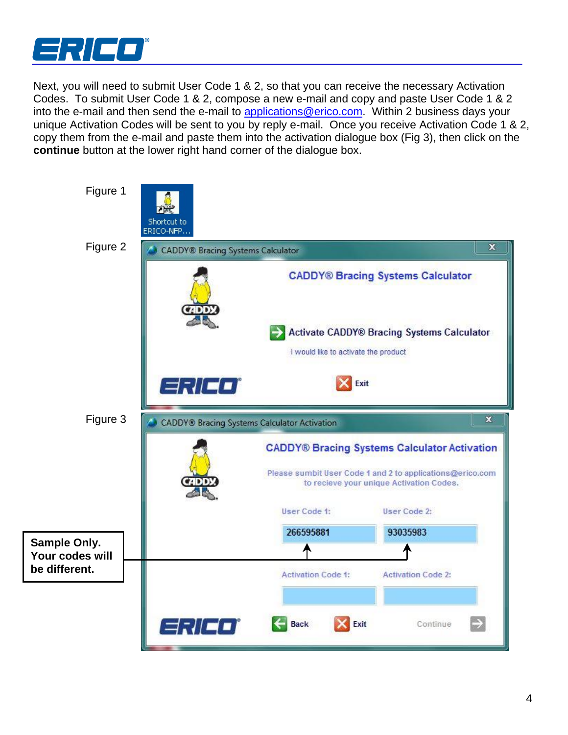Next, you will need to submit User Code 1 & 2, so that you can receive the necessary Activation Codes. To submit User Code 1 & 2, compose a new e-mail and copy and paste User Code 1 & 2 into the e-mail and then send the e-mail to applications@erico.com. Within 2 business days your unique Activation Codes will be sent to you by reply e-mail. Once you receive Activation Code 1 & 2, copy them from the e-mail and paste them into the activation dialogue box (Fig 3), then click on the **continue** button at the lower right hand corner of the dialogue box.

Figure 1

Figure 2

Figure 3

**Sample Only. Your codes will be different.**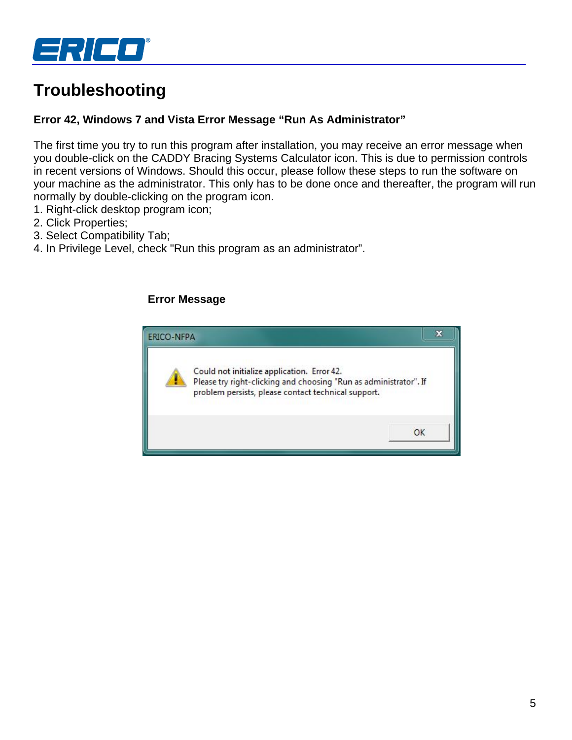# Troubleshooting

**Error 42, Windows 7 and Vista Error Message "Run As Administrator"**

The first time you try to run this program after installation, you may receive an error message when you double-click on the CADDY Bracing Systems Calculator icon. This is due to permission controls in recent versions of Windows. Should this occur, please follow these steps to run the software on your machine as the administrator. This only has to be done once and thereafter, the program will run normally by double-clicking on the program icon.

1. Right-click desktop program icon;
2. Click Properties;
3. Select Compatibility Tab;
4. In Privilege Level, check "Run this program as an administrator".

**Error Message**

ERICO-NFPA

Could not initialize application. Error 42.
Please try right-clicking and choosing "Run as administrator". If problem persists, please contact technical support.

OK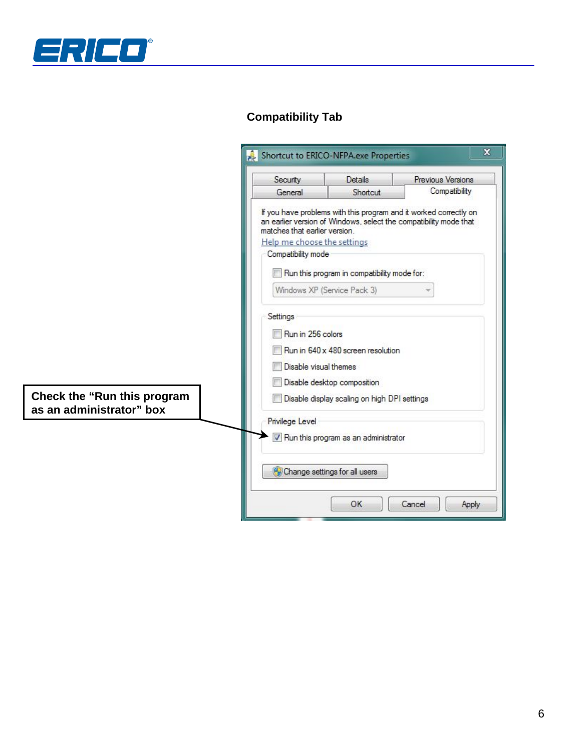**Compatibility Tab**

Shortcut to ERICO-NFPA.exe Properties

Security | Details | Previous Versions
General | Shortcut | Compatibility

If you have problems with this program and it worked correctly on an earlier version of Windows, select the compatibility mode that matches that earlier version.

Help me choose the settings

Compatibility mode

- [ ] Run this program in compatibility mode for:

Windows XP (Service Pack 3)

Settings

- [ ] Run in 256 colors
- [ ] Run in 640 x 480 screen resolution
- [ ] Disable visual themes
- [ ] Disable desktop composition
- [ ] Disable display scaling on high DPI settings

Privilege Level

- [x] Run this program as an administrator

Change settings for all users

OK | Cancel | Apply

**Check the "Run this program as an administrator" box**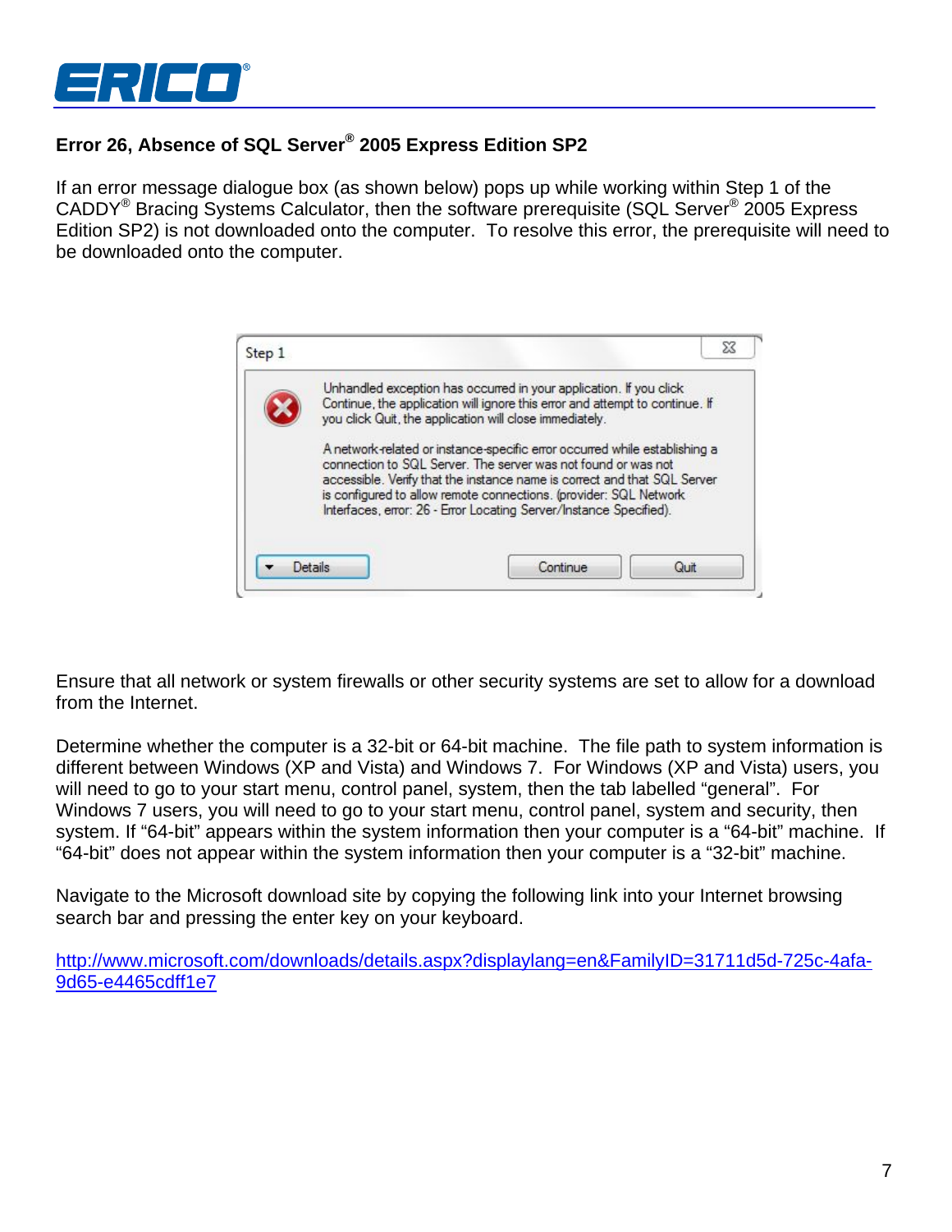## Error 26, Absence of SQL Server® 2005 Express Edition SP2

If an error message dialogue box (as shown below) pops up while working within Step 1 of the CADDY® Bracing Systems Calculator, then the software prerequisite (SQL Server® 2005 Express Edition SP2) is not downloaded onto the computer. To resolve this error, the prerequisite will need to be downloaded onto the computer.

Step 1

Unhandled exception has occurred in your application. If you click Continue, the application will ignore this error and attempt to continue. If you click Quit, the application will close immediately.

A network-related or instance-specific error occurred while establishing a connection to SQL Server. The server was not found or was not accessible. Verify that the instance name is correct and that SQL Server is configured to allow remote connections. (provider: SQL Network Interfaces, error: 26 - Error Locating Server/Instance Specified).

Details | Continue | Quit

Ensure that all network or system firewalls or other security systems are set to allow for a download from the Internet.

Determine whether the computer is a 32-bit or 64-bit machine. The file path to system information is different between Windows (XP and Vista) and Windows 7. For Windows (XP and Vista) users, you will need to go to your start menu, control panel, system, then the tab labelled "general". For Windows 7 users, you will need to go to your start menu, control panel, system and security, then system. If "64-bit" appears within the system information then your computer is a "64-bit" machine. If "64-bit" does not appear within the system information then your computer is a "32-bit" machine.

Navigate to the Microsoft download site by copying the following link into your Internet browsing search bar and pressing the enter key on your keyboard.

http://www.microsoft.com/downloads/details.aspx?displaylang=en&FamilyID=31711d5d-725c-4afa-9d65-e4465cdff1e7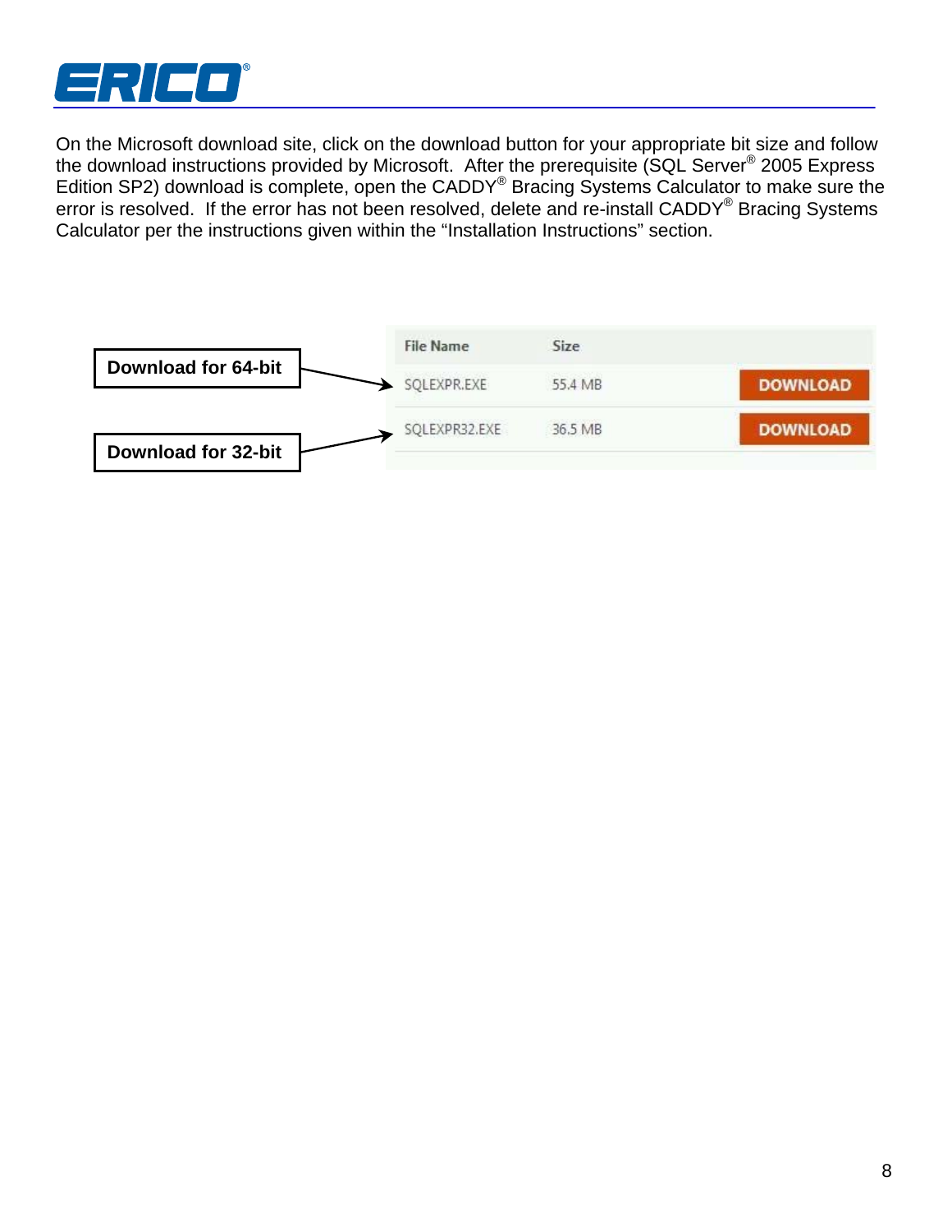On the Microsoft download site, click on the download button for your appropriate bit size and follow the download instructions provided by Microsoft. After the prerequisite (SQL Server® 2005 Express Edition SP2) download is complete, open the CADDY® Bracing Systems Calculator to make sure the error is resolved. If the error has not been resolved, delete and re-install CADDY® Bracing Systems Calculator per the instructions given within the "Installation Instructions" section.

**Download for 64-bit**

**Download for 32-bit**

| File Name | Size | |
|---|---|---|
| SQLEXPR.EXE | 55.4 MB | DOWNLOAD |
| SQLEXPR32.EXE | 36.5 MB | DOWNLOAD |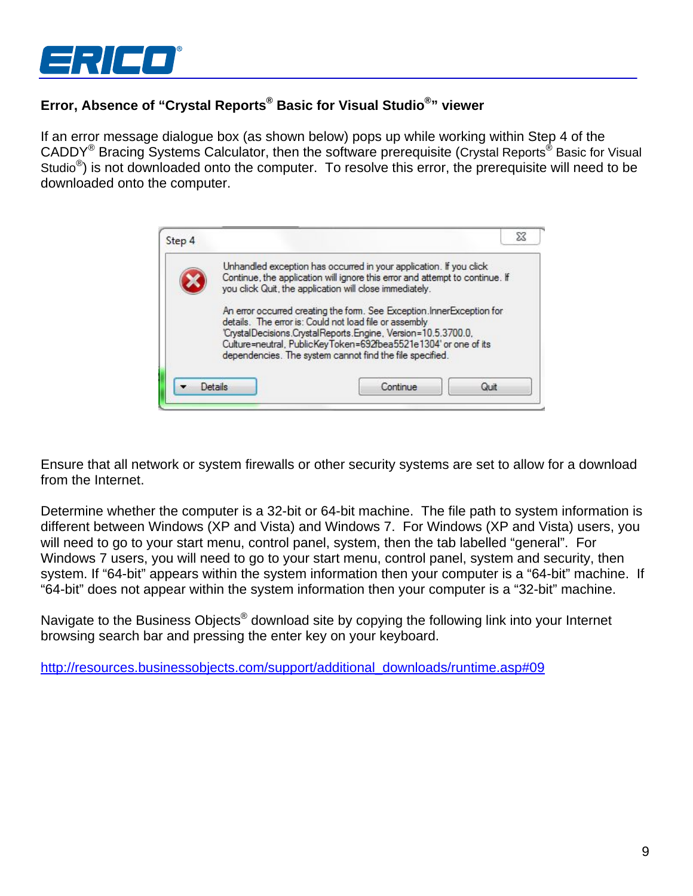### Error, Absence of "Crystal Reports® Basic for Visual Studio®" viewer

If an error message dialogue box (as shown below) pops up while working within Step 4 of the CADDY® Bracing Systems Calculator, then the software prerequisite (Crystal Reports® Basic for Visual Studio®) is not downloaded onto the computer. To resolve this error, the prerequisite will need to be downloaded onto the computer.

> **Step 4**
>
> Unhandled exception has occurred in your application. If you click Continue, the application will ignore this error and attempt to continue. If you click Quit, the application will close immediately.
>
> An error occurred creating the form. See Exception.InnerException for details. The error is: Could not load file or assembly 'CrystalDecisions.CrystalReports.Engine, Version=10.5.3700.0, Culture=neutral, PublicKeyToken=692fbea5521e1304' or one of its dependencies. The system cannot find the file specified.
>
> Details | Continue | Quit

Ensure that all network or system firewalls or other security systems are set to allow for a download from the Internet.

Determine whether the computer is a 32-bit or 64-bit machine. The file path to system information is different between Windows (XP and Vista) and Windows 7. For Windows (XP and Vista) users, you will need to go to your start menu, control panel, system, then the tab labelled "general". For Windows 7 users, you will need to go to your start menu, control panel, system and security, then system. If "64-bit" appears within the system information then your computer is a "64-bit" machine. If "64-bit" does not appear within the system information then your computer is a "32-bit" machine.

Navigate to the Business Objects® download site by copying the following link into your Internet browsing search bar and pressing the enter key on your keyboard.

http://resources.businessobjects.com/support/additional_downloads/runtime.asp#09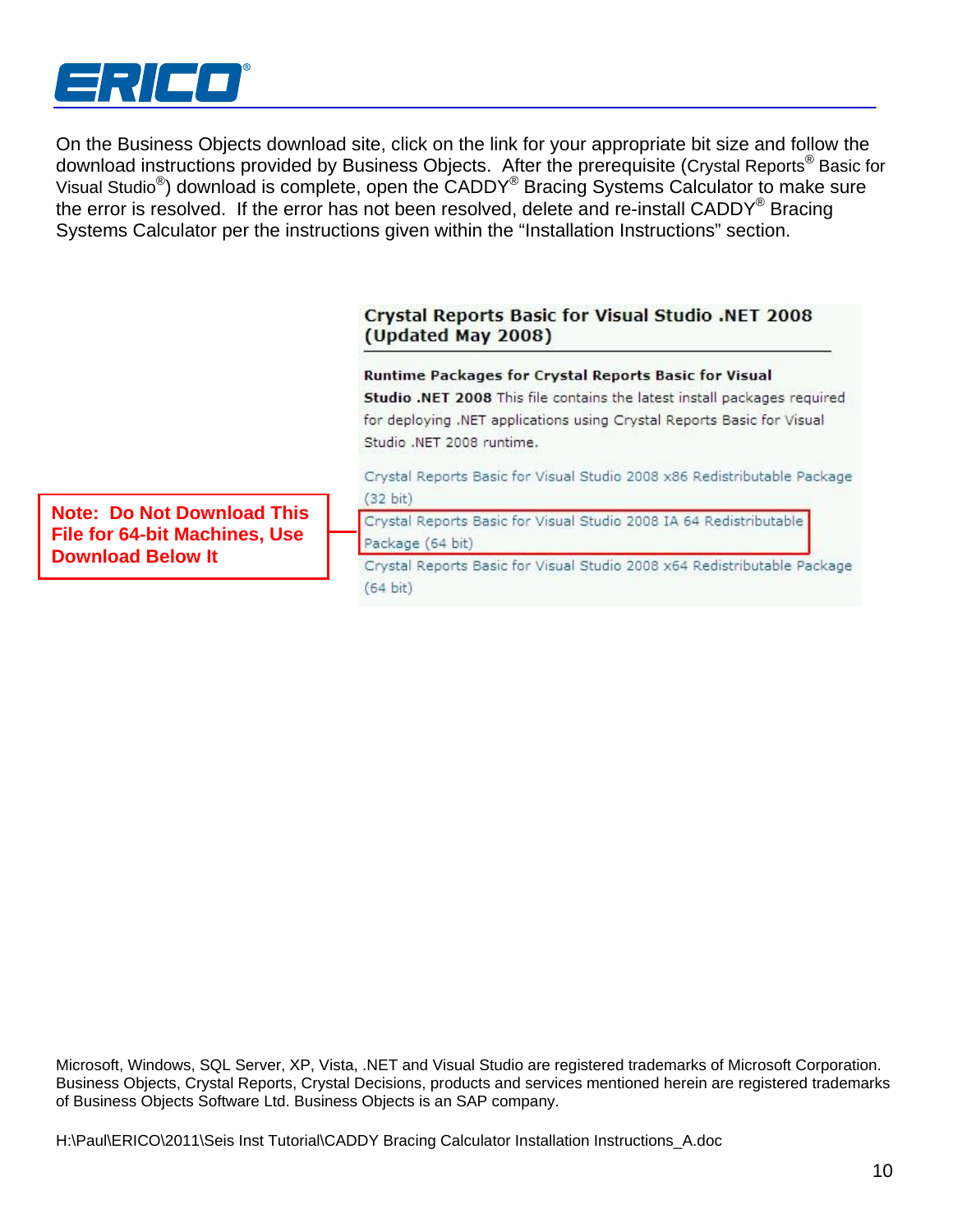On the Business Objects download site, click on the link for your appropriate bit size and follow the download instructions provided by Business Objects. After the prerequisite (Crystal Reports® Basic for Visual Studio®) download is complete, open the CADDY® Bracing Systems Calculator to make sure the error is resolved. If the error has not been resolved, delete and re-install CADDY® Bracing Systems Calculator per the instructions given within the "Installation Instructions" section.

**Crystal Reports Basic for Visual Studio .NET 2008 (Updated May 2008)**

**Runtime Packages for Crystal Reports Basic for Visual Studio .NET 2008** This file contains the latest install packages required for deploying .NET applications using Crystal Reports Basic for Visual Studio .NET 2008 runtime.

Crystal Reports Basic for Visual Studio 2008 x86 Redistributable Package (32 bit)

Crystal Reports Basic for Visual Studio 2008 IA 64 Redistributable Package (64 bit)

**Note: Do Not Download This File for 64-bit Machines, Use Download Below It**

Crystal Reports Basic for Visual Studio 2008 x64 Redistributable Package (64 bit)

Microsoft, Windows, SQL Server, XP, Vista, .NET and Visual Studio are registered trademarks of Microsoft Corporation. Business Objects, Crystal Reports, Crystal Decisions, products and services mentioned herein are registered trademarks of Business Objects Software Ltd. Business Objects is an SAP company.

H:\Paul\ERICO\2011\Seis Inst Tutorial\CADDY Bracing Calculator Installation Instructions_A.doc